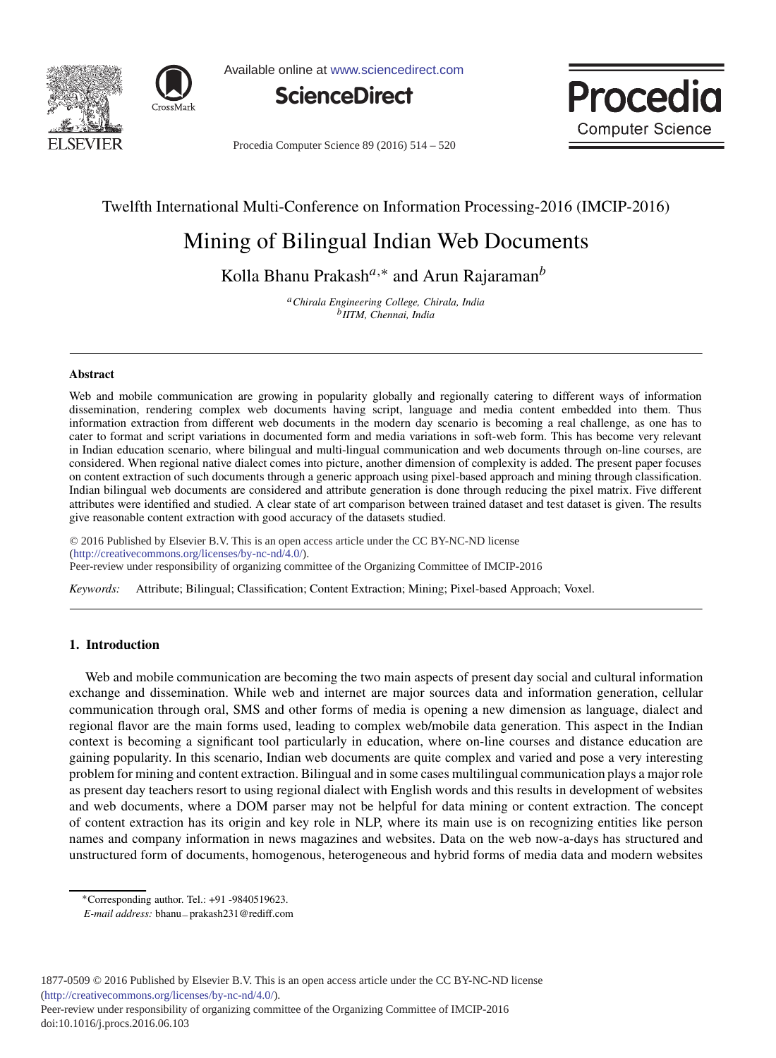Twelfth International Multi-Conference on Information Processing-2016 (IMCIP-2016)

# Mining of Bilingual Indian Web Documents

Kolla Bhanu Prakash[a,*] and Arun Rajaraman[b]

[a] *Chirala Engineering College, Chirala, India*
[b] *IITM, Chennai, India*

---

## Abstract

Web and mobile communication are growing in popularity globally and regionally catering to different ways of information dissemination, rendering complex web documents having script, language and media content embedded into them. Thus information extraction from different web documents in the modern day scenario is becoming a real challenge, as one has to cater to format and script variations in documented form and media variations in soft-web form. This has become very relevant in Indian education scenario, where bilingual and multi-lingual communication and web documents through on-line courses, are considered. When regional native dialect comes into picture, another dimension of complexity is added. The present paper focuses on content extraction of such documents through a generic approach using pixel-based approach and mining through classification. Indian bilingual web documents are considered and attribute generation is done through reducing the pixel matrix. Five different attributes were identified and studied. A clear state of art comparison between trained dataset and test dataset is given. The results give reasonable content extraction with good accuracy of the datasets studied.

© 2016 Published by Elsevier B.V. This is an open access article under the CC BY-NC-ND license (http://creativecommons.org/licenses/by-nc-nd/4.0/).
Peer-review under responsibility of organizing committee of the Organizing Committee of IMCIP-2016

*Keywords:* Attribute; Bilingual; Classification; Content Extraction; Mining; Pixel-based Approach; Voxel.

---

## 1. Introduction

Web and mobile communication are becoming the two main aspects of present day social and cultural information exchange and dissemination. While web and internet are major sources data and information generation, cellular communication through oral, SMS and other forms of media is opening a new dimension as language, dialect and regional flavor are the main forms used, leading to complex web/mobile data generation. This aspect in the Indian context is becoming a significant tool particularly in education, where on-line courses and distance education are gaining popularity. In this scenario, Indian web documents are quite complex and varied and pose a very interesting problem for mining and content extraction. Bilingual and in some cases multilingual communication plays a major role as present day teachers resort to using regional dialect with English words and this results in development of websites and web documents, where a DOM parser may not be helpful for data mining or content extraction. The concept of content extraction has its origin and key role in NLP, where its main use is on recognizing entities like person names and company information in news magazines and websites. Data on the web now-a-days has structured and unstructured form of documents, homogenous, heterogeneous and hybrid forms of media data and modern websites

---

*Corresponding author. Tel.: +91 -9840519623.
*E-mail address:* bhanu_prakash231@rediff.com

1877-0509 © 2016 Published by Elsevier B.V. This is an open access article under the CC BY-NC-ND license (http://creativecommons.org/licenses/by-nc-nd/4.0/).
Peer-review under responsibility of organizing committee of the Organizing Committee of IMCIP-2016
doi:10.1016/j.procs.2016.06.103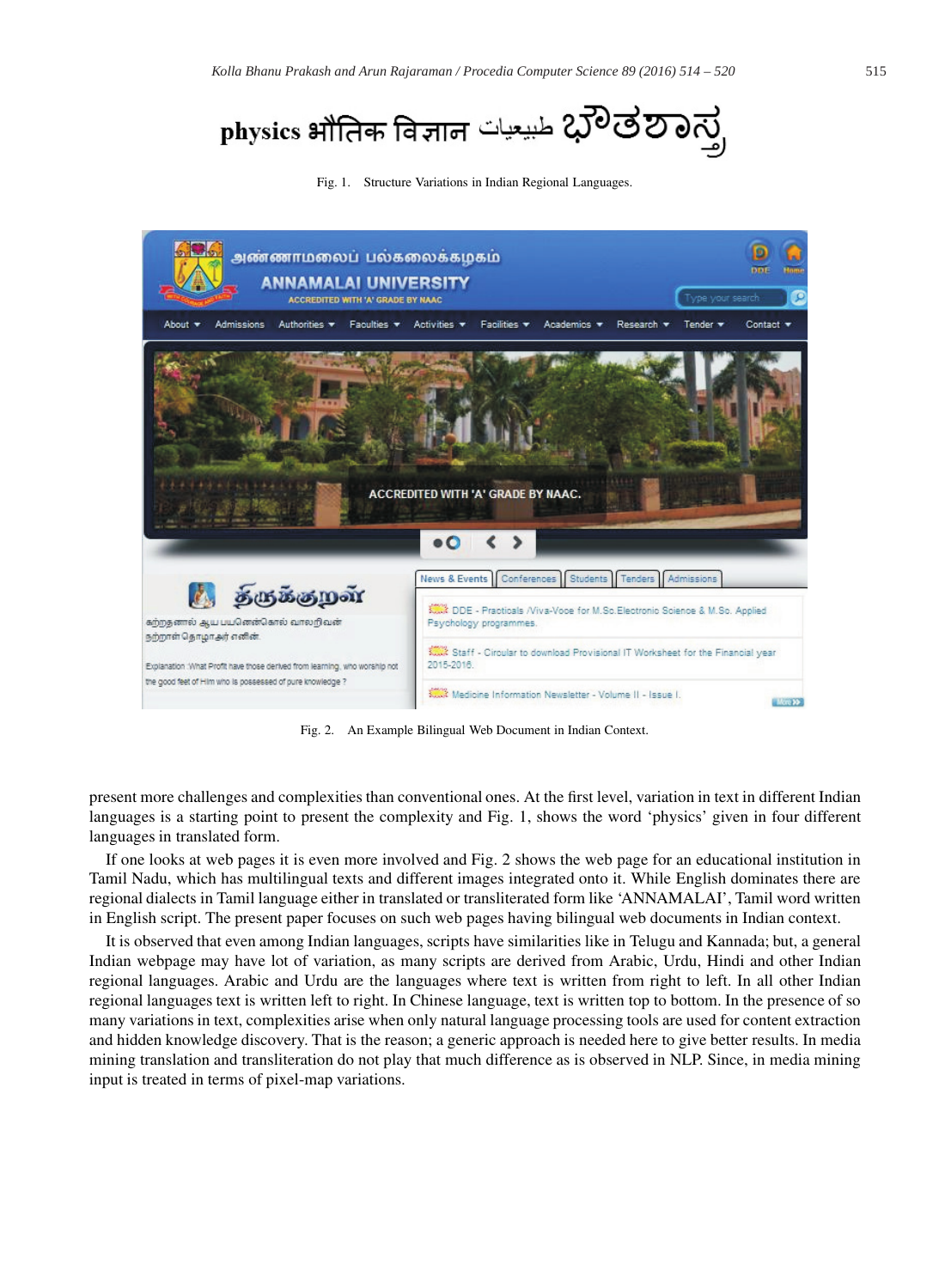physics भौतिक विज्ञान طبيعيات ಭೌತಶಾಸ್ತ್ರ

Fig. 1. Structure Variations in Indian Regional Languages.

Fig. 2. An Example Bilingual Web Document in Indian Context.

present more challenges and complexities than conventional ones. At the first level, variation in text in different Indian languages is a starting point to present the complexity and Fig. 1, shows the word 'physics' given in four different languages in translated form.

If one looks at web pages it is even more involved and Fig. 2 shows the web page for an educational institution in Tamil Nadu, which has multilingual texts and different images integrated onto it. While English dominates there are regional dialects in Tamil language either in translated or transliterated form like 'ANNAMALAI', Tamil word written in English script. The present paper focuses on such web pages having bilingual web documents in Indian context.

It is observed that even among Indian languages, scripts have similarities like in Telugu and Kannada; but, a general Indian webpage may have lot of variation, as many scripts are derived from Arabic, Urdu, Hindi and other Indian regional languages. Arabic and Urdu are the languages where text is written from right to left. In all other Indian regional languages text is written left to right. In Chinese language, text is written top to bottom. In the presence of so many variations in text, complexities arise when only natural language processing tools are used for content extraction and hidden knowledge discovery. That is the reason; a generic approach is needed here to give better results. In media mining translation and transliteration do not play that much difference as is observed in NLP. Since, in media mining input is treated in terms of pixel-map variations.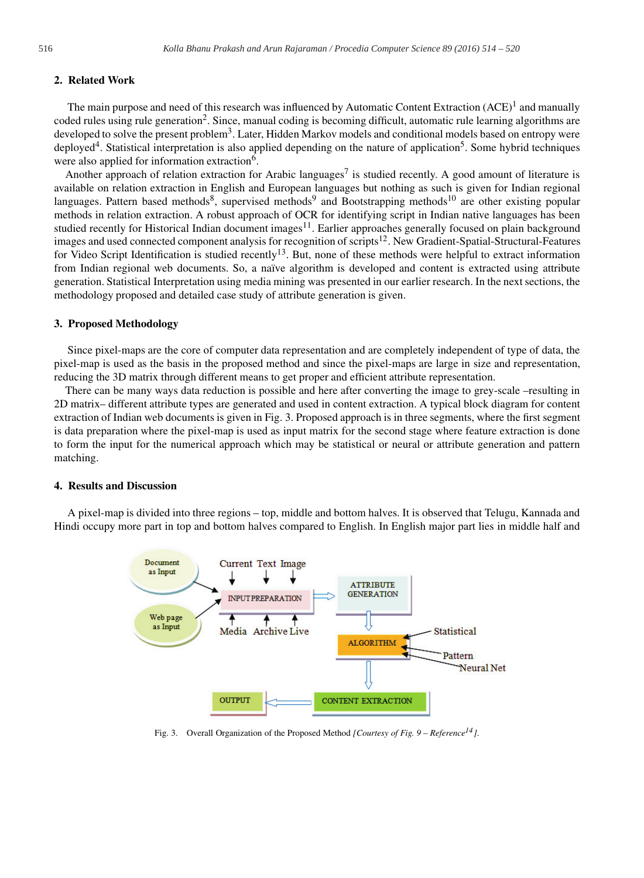## 2. Related Work

The main purpose and need of this research was influenced by Automatic Content Extraction (ACE)[1] and manually coded rules using rule generation[2]. Since, manual coding is becoming difficult, automatic rule learning algorithms are developed to solve the present problem[3]. Later, Hidden Markov models and conditional models based on entropy were deployed[4]. Statistical interpretation is also applied depending on the nature of application[5]. Some hybrid techniques were also applied for information extraction[6].

Another approach of relation extraction for Arabic languages[7] is studied recently. A good amount of literature is available on relation extraction in English and European languages but nothing as such is given for Indian regional languages. Pattern based methods[8], supervised methods[9] and Bootstrapping methods[10] are other existing popular methods in relation extraction. A robust approach of OCR for identifying script in Indian native languages has been studied recently for Historical Indian document images[11]. Earlier approaches generally focused on plain background images and used connected component analysis for recognition of scripts[12]. New Gradient-Spatial-Structural-Features for Video Script Identification is studied recently[13]. But, none of these methods were helpful to extract information from Indian regional web documents. So, a naïve algorithm is developed and content is extracted using attribute generation. Statistical Interpretation using media mining was presented in our earlier research. In the next sections, the methodology proposed and detailed case study of attribute generation is given.

## 3. Proposed Methodology

Since pixel-maps are the core of computer data representation and are completely independent of type of data, the pixel-map is used as the basis in the proposed method and since the pixel-maps are large in size and representation, reducing the 3D matrix through different means to get proper and efficient attribute representation.

There can be many ways data reduction is possible and here after converting the image to grey-scale –resulting in 2D matrix– different attribute types are generated and used in content extraction. A typical block diagram for content extraction of Indian web documents is given in Fig. 3. Proposed approach is in three segments, where the first segment is data preparation where the pixel-map is used as input matrix for the second stage where feature extraction is done to form the input for the numerical approach which may be statistical or neural or attribute generation and pattern matching.

## 4. Results and Discussion

A pixel-map is divided into three regions – top, middle and bottom halves. It is observed that Telugu, Kannada and Hindi occupy more part in top and bottom halves compared to English. In English major part lies in middle half and

Fig. 3. Overall Organization of the Proposed Method *[Courtesy of Fig. 9 – Reference[14]]*.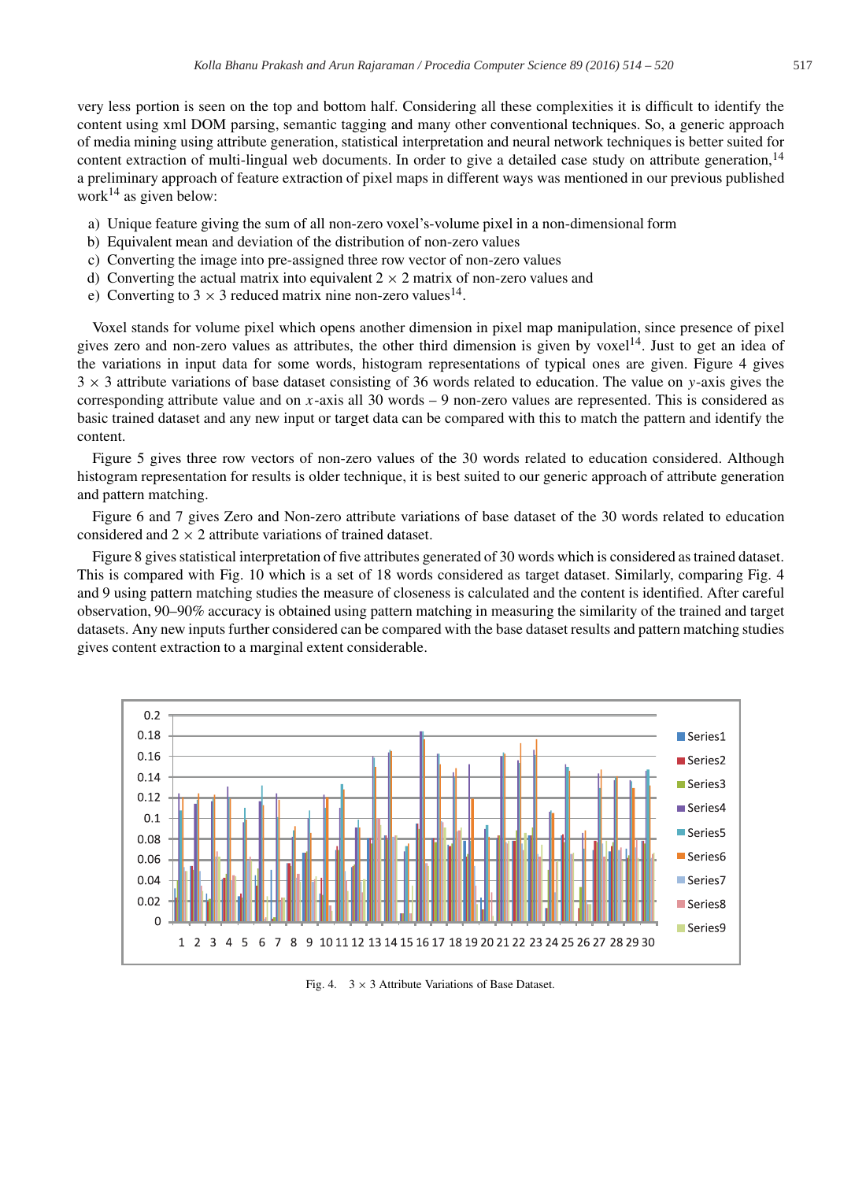very less portion is seen on the top and bottom half. Considering all these complexities it is difficult to identify the content using xml DOM parsing, semantic tagging and many other conventional techniques. So, a generic approach of media mining using attribute generation, statistical interpretation and neural network techniques is better suited for content extraction of multi-lingual web documents. In order to give a detailed case study on attribute generation,[14] a preliminary approach of feature extraction of pixel maps in different ways was mentioned in our previous published work[14] as given below:

a) Unique feature giving the sum of all non-zero voxel's-volume pixel in a non-dimensional form
b) Equivalent mean and deviation of the distribution of non-zero values
c) Converting the image into pre-assigned three row vector of non-zero values
d) Converting the actual matrix into equivalent $2 \times 2$ matrix of non-zero values and
e) Converting to $3 \times 3$ reduced matrix nine non-zero values[14].

Voxel stands for volume pixel which opens another dimension in pixel map manipulation, since presence of pixel gives zero and non-zero values as attributes, the other third dimension is given by voxel[14]. Just to get an idea of the variations in input data for some words, histogram representations of typical ones are given. Figure 4 gives $3 \times 3$ attribute variations of base dataset consisting of 36 words related to education. The value on $y$-axis gives the corresponding attribute value and on $x$-axis all 30 words – 9 non-zero values are represented. This is considered as basic trained dataset and any new input or target data can be compared with this to match the pattern and identify the content.

Figure 5 gives three row vectors of non-zero values of the 30 words related to education considered. Although histogram representation for results is older technique, it is best suited to our generic approach of attribute generation and pattern matching.

Figure 6 and 7 gives Zero and Non-zero attribute variations of base dataset of the 30 words related to education considered and $2 \times 2$ attribute variations of trained dataset.

Figure 8 gives statistical interpretation of five attributes generated of 30 words which is considered as trained dataset. This is compared with Fig. 10 which is a set of 18 words considered as target dataset. Similarly, comparing Fig. 4 and 9 using pattern matching studies the measure of closeness is calculated and the content is identified. After careful observation, 90–90% accuracy is obtained using pattern matching in measuring the similarity of the trained and target datasets. Any new inputs further considered can be compared with the base dataset results and pattern matching studies gives content extraction to a marginal extent considerable.

Fig. 4. $3 \times 3$ Attribute Variations of Base Dataset.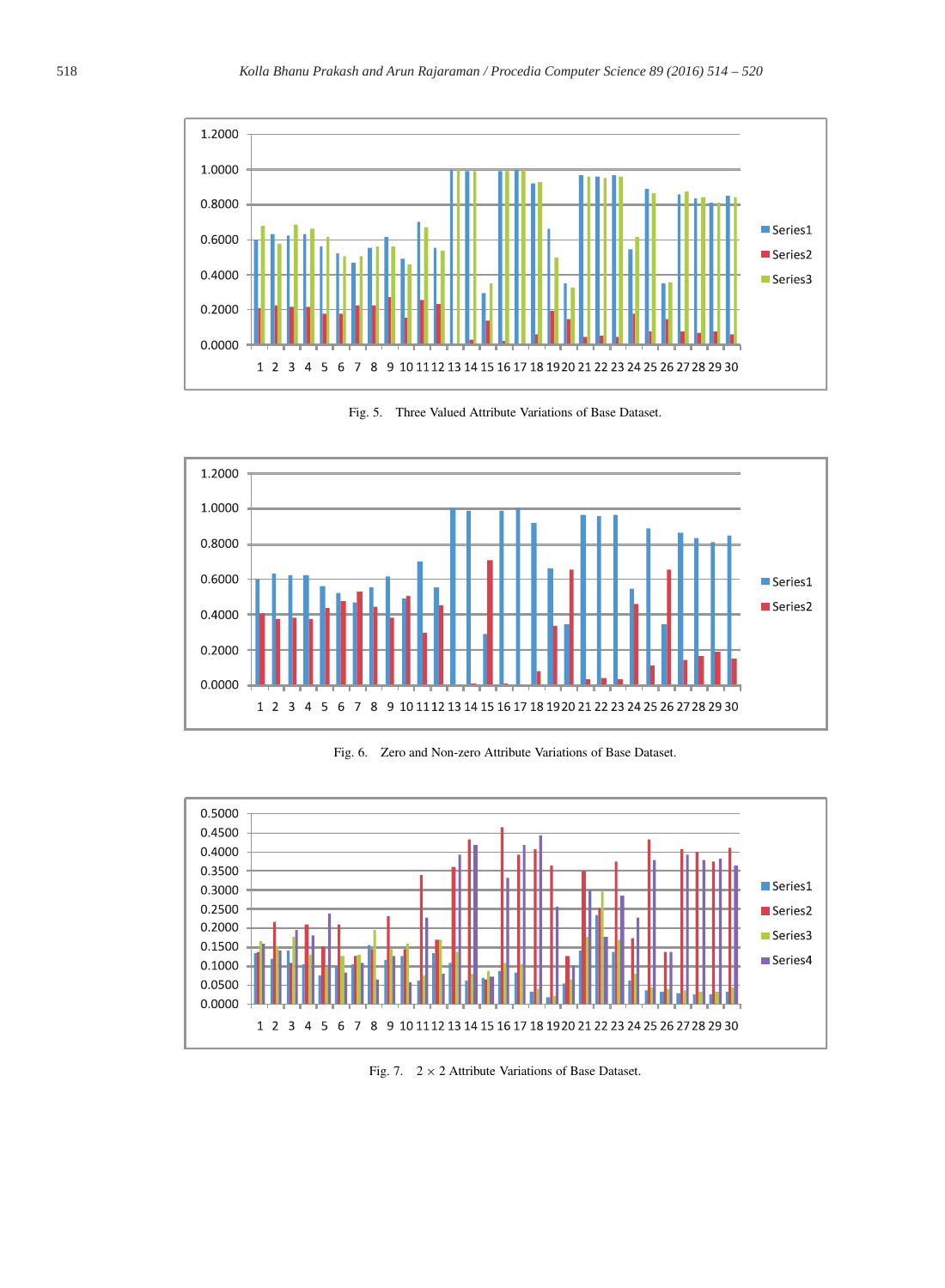Fig. 5. Three Valued Attribute Variations of Base Dataset.

Fig. 6. Zero and Non-zero Attribute Variations of Base Dataset.

Fig. 7. $2 \times 2$ Attribute Variations of Base Dataset.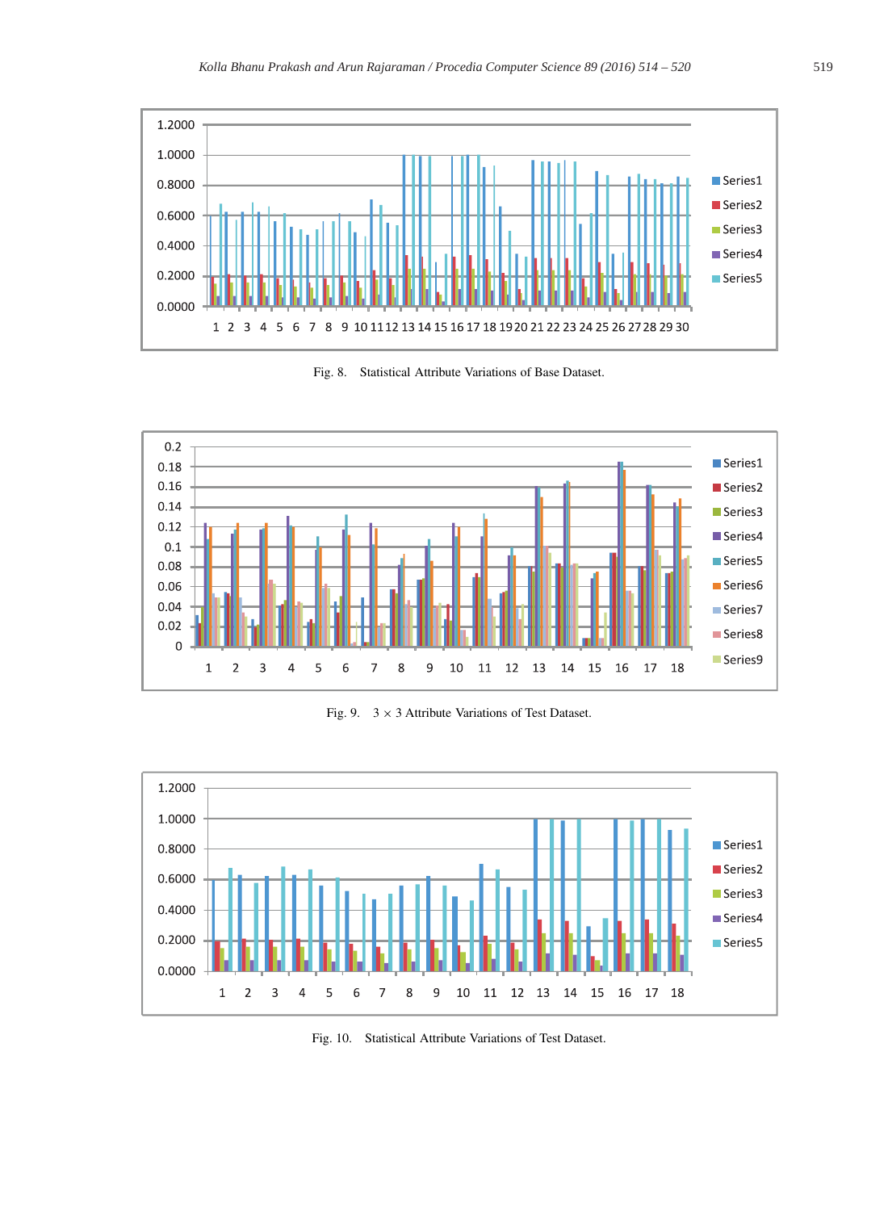Fig. 8. Statistical Attribute Variations of Base Dataset.

Fig. 9. $3 \times 3$ Attribute Variations of Test Dataset.

Fig. 10. Statistical Attribute Variations of Test Dataset.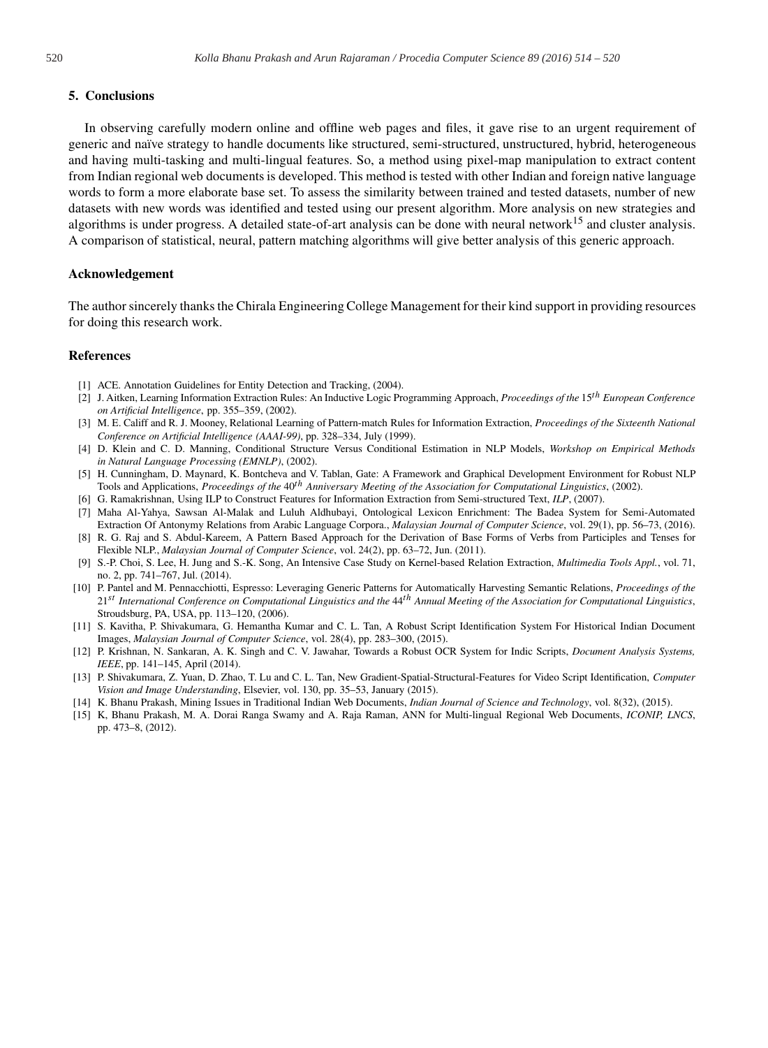## 5. Conclusions

In observing carefully modern online and offline web pages and files, it gave rise to an urgent requirement of generic and naïve strategy to handle documents like structured, semi-structured, unstructured, hybrid, heterogeneous and having multi-tasking and multi-lingual features. So, a method using pixel-map manipulation to extract content from Indian regional web documents is developed. This method is tested with other Indian and foreign native language words to form a more elaborate base set. To assess the similarity between trained and tested datasets, number of new datasets with new words was identified and tested using our present algorithm. More analysis on new strategies and algorithms is under progress. A detailed state-of-art analysis can be done with neural network[15] and cluster analysis. A comparison of statistical, neural, pattern matching algorithms will give better analysis of this generic approach.

### Acknowledgement

The author sincerely thanks the Chirala Engineering College Management for their kind support in providing resources for doing this research work.

### References

[1] ACE. Annotation Guidelines for Entity Detection and Tracking, (2004).

[2] J. Aitken, Learning Information Extraction Rules: An Inductive Logic Programming Approach, *Proceedings of the* $15^{th}$ *European Conference on Artificial Intelligence*, pp. 355–359, (2002).

[3] M. E. Califf and R. J. Mooney, Relational Learning of Pattern-match Rules for Information Extraction, *Proceedings of the Sixteenth National Conference on Artificial Intelligence (AAAI-99)*, pp. 328–334, July (1999).

[4] D. Klein and C. D. Manning, Conditional Structure Versus Conditional Estimation in NLP Models, *Workshop on Empirical Methods in Natural Language Processing (EMNLP)*, (2002).

[5] H. Cunningham, D. Maynard, K. Bontcheva and V. Tablan, Gate: A Framework and Graphical Development Environment for Robust NLP Tools and Applications, *Proceedings of the* $40^{th}$ *Anniversary Meeting of the Association for Computational Linguistics*, (2002).

[6] G. Ramakrishnan, Using ILP to Construct Features for Information Extraction from Semi-structured Text, *ILP*, (2007).

[7] Maha Al-Yahya, Sawsan Al-Malak and Luluh Aldhubayi, Ontological Lexicon Enrichment: The Badea System for Semi-Automated Extraction Of Antonymy Relations from Arabic Language Corpora., *Malaysian Journal of Computer Science*, vol. 29(1), pp. 56–73, (2016).

[8] R. G. Raj and S. Abdul-Kareem, A Pattern Based Approach for the Derivation of Base Forms of Verbs from Participles and Tenses for Flexible NLP., *Malaysian Journal of Computer Science*, vol. 24(2), pp. 63–72, Jun. (2011).

[9] S.-P. Choi, S. Lee, H. Jung and S.-K. Song, An Intensive Case Study on Kernel-based Relation Extraction, *Multimedia Tools Appl.*, vol. 71, no. 2, pp. 741–767, Jul. (2014).

[10] P. Pantel and M. Pennacchiotti, Espresso: Leveraging Generic Patterns for Automatically Harvesting Semantic Relations, *Proceedings of the* $21^{st}$ *International Conference on Computational Linguistics and the* $44^{th}$ *Annual Meeting of the Association for Computational Linguistics*, Stroudsburg, PA, USA, pp. 113–120, (2006).

[11] S. Kavitha, P. Shivakumara, G. Hemantha Kumar and C. L. Tan, A Robust Script Identification System For Historical Indian Document Images, *Malaysian Journal of Computer Science*, vol. 28(4), pp. 283–300, (2015).

[12] P. Krishnan, N. Sankaran, A. K. Singh and C. V. Jawahar, Towards a Robust OCR System for Indic Scripts, *Document Analysis Systems, IEEE*, pp. 141–145, April (2014).

[13] P. Shivakumara, Z. Yuan, D. Zhao, T. Lu and C. L. Tan, New Gradient-Spatial-Structural-Features for Video Script Identification, *Computer Vision and Image Understanding*, Elsevier, vol. 130, pp. 35–53, January (2015).

[14] K. Bhanu Prakash, Mining Issues in Traditional Indian Web Documents, *Indian Journal of Science and Technology*, vol. 8(32), (2015).

[15] K, Bhanu Prakash, M. A. Dorai Ranga Swamy and A. Raja Raman, ANN for Multi-lingual Regional Web Documents, *ICONIP, LNCS*, pp. 473–8, (2012).